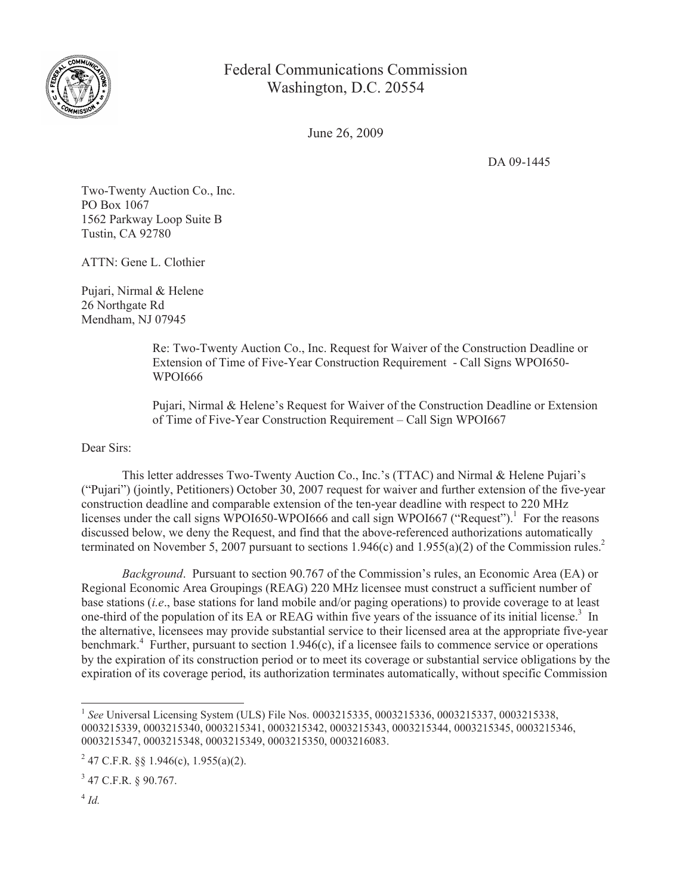Federal Communications Commission
Washington, D.C. 20554

June 26, 2009

DA 09-1445

Two-Twenty Auction Co., Inc.
PO Box 1067
1562 Parkway Loop Suite B
Tustin, CA 92780

ATTN: Gene L. Clothier

Pujari, Nirmal & Helene
26 Northgate Rd
Mendham, NJ 07945

Re: Two-Twenty Auction Co., Inc. Request for Waiver of the Construction Deadline or Extension of Time of Five-Year Construction Requirement - Call Signs WPOI650-WPOI666

Pujari, Nirmal & Helene's Request for Waiver of the Construction Deadline or Extension of Time of Five-Year Construction Requirement – Call Sign WPOI667

Dear Sirs:

This letter addresses Two-Twenty Auction Co., Inc.'s (TTAC) and Nirmal & Helene Pujari's ("Pujari") (jointly, Petitioners) October 30, 2007 request for waiver and further extension of the five-year construction deadline and comparable extension of the ten-year deadline with respect to 220 MHz licenses under the call signs WPOI650-WPOI666 and call sign WPOI667 ("Request").[1] For the reasons discussed below, we deny the Request, and find that the above-referenced authorizations automatically terminated on November 5, 2007 pursuant to sections 1.946(c) and 1.955(a)(2) of the Commission rules.[2]

*Background*. Pursuant to section 90.767 of the Commission's rules, an Economic Area (EA) or Regional Economic Area Groupings (REAG) 220 MHz licensee must construct a sufficient number of base stations (*i.e*., base stations for land mobile and/or paging operations) to provide coverage to at least one-third of the population of its EA or REAG within five years of the issuance of its initial license.[3] In the alternative, licensees may provide substantial service to their licensed area at the appropriate five-year benchmark.[4] Further, pursuant to section 1.946(c), if a licensee fails to commence service or operations by the expiration of its construction period or to meet its coverage or substantial service obligations by the expiration of its coverage period, its authorization terminates automatically, without specific Commission

---

[1] *See* Universal Licensing System (ULS) File Nos. 0003215335, 0003215336, 0003215337, 0003215338, 0003215339, 0003215340, 0003215341, 0003215342, 0003215343, 0003215344, 0003215345, 0003215346, 0003215347, 0003215348, 0003215349, 0003215350, 0003216083.

[2] 47 C.F.R. §§ 1.946(c), 1.955(a)(2).

[3] 47 C.F.R. § 90.767.

[4] *Id.*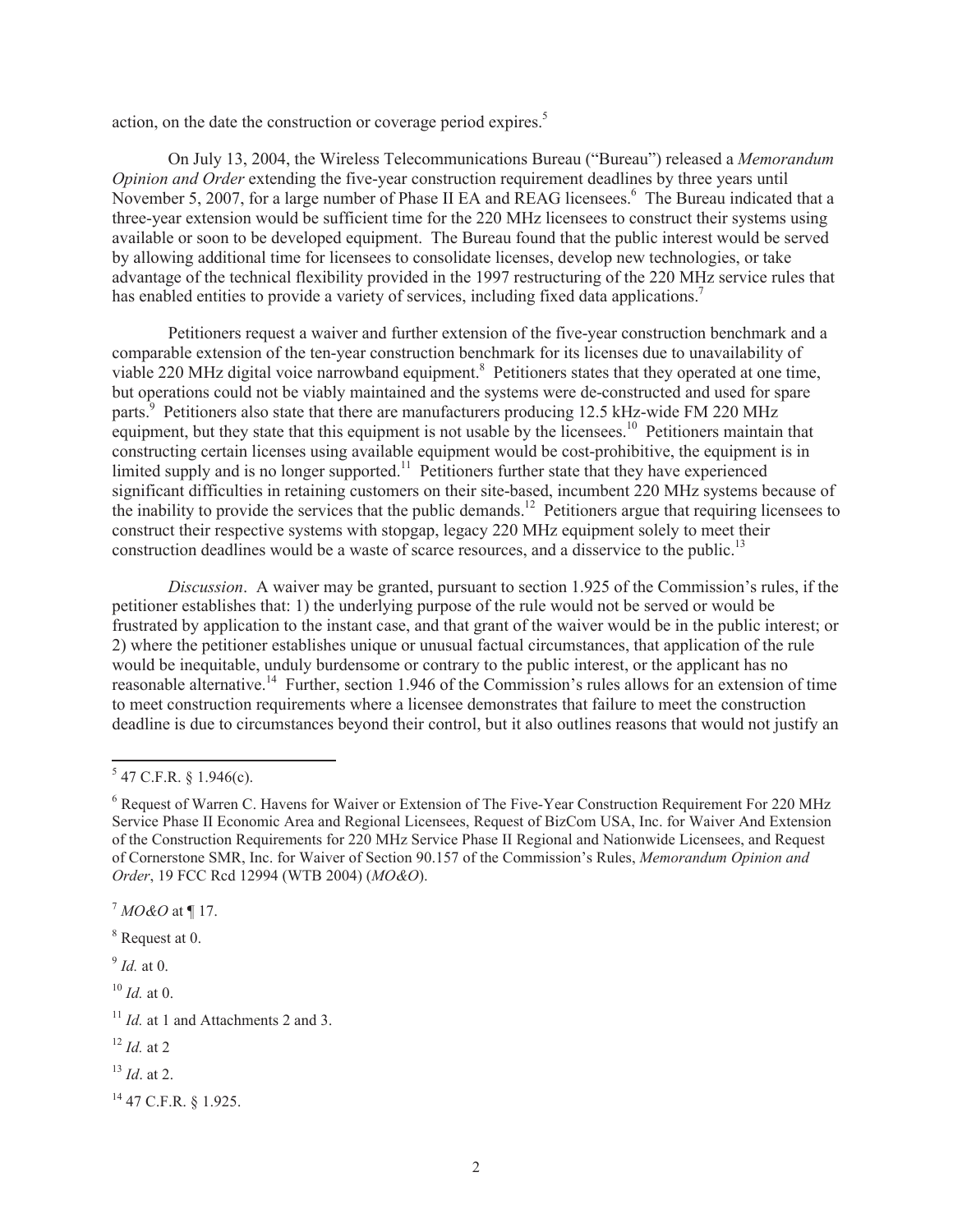action, on the date the construction or coverage period expires.[5]

On July 13, 2004, the Wireless Telecommunications Bureau ("Bureau") released a *Memorandum Opinion and Order* extending the five-year construction requirement deadlines by three years until November 5, 2007, for a large number of Phase II EA and REAG licensees.[6] The Bureau indicated that a three-year extension would be sufficient time for the 220 MHz licensees to construct their systems using available or soon to be developed equipment. The Bureau found that the public interest would be served by allowing additional time for licensees to consolidate licenses, develop new technologies, or take advantage of the technical flexibility provided in the 1997 restructuring of the 220 MHz service rules that has enabled entities to provide a variety of services, including fixed data applications.[7]

Petitioners request a waiver and further extension of the five-year construction benchmark and a comparable extension of the ten-year construction benchmark for its licenses due to unavailability of viable 220 MHz digital voice narrowband equipment.[8] Petitioners states that they operated at one time, but operations could not be viably maintained and the systems were de-constructed and used for spare parts.[9] Petitioners also state that there are manufacturers producing 12.5 kHz-wide FM 220 MHz equipment, but they state that this equipment is not usable by the licensees.[10] Petitioners maintain that constructing certain licenses using available equipment would be cost-prohibitive, the equipment is in limited supply and is no longer supported.[11] Petitioners further state that they have experienced significant difficulties in retaining customers on their site-based, incumbent 220 MHz systems because of the inability to provide the services that the public demands.[12] Petitioners argue that requiring licensees to construct their respective systems with stopgap, legacy 220 MHz equipment solely to meet their construction deadlines would be a waste of scarce resources, and a disservice to the public.[13]

*Discussion*. A waiver may be granted, pursuant to section 1.925 of the Commission's rules, if the petitioner establishes that: 1) the underlying purpose of the rule would not be served or would be frustrated by application to the instant case, and that grant of the waiver would be in the public interest; or 2) where the petitioner establishes unique or unusual factual circumstances, that application of the rule would be inequitable, unduly burdensome or contrary to the public interest, or the applicant has no reasonable alternative.[14] Further, section 1.946 of the Commission's rules allows for an extension of time to meet construction requirements where a licensee demonstrates that failure to meet the construction deadline is due to circumstances beyond their control, but it also outlines reasons that would not justify an

---

[5] 47 C.F.R. § 1.946(c).

[6] Request of Warren C. Havens for Waiver or Extension of The Five-Year Construction Requirement For 220 MHz Service Phase II Economic Area and Regional Licensees, Request of BizCom USA, Inc. for Waiver And Extension of the Construction Requirements for 220 MHz Service Phase II Regional and Nationwide Licensees, and Request of Cornerstone SMR, Inc. for Waiver of Section 90.157 of the Commission's Rules, *Memorandum Opinion and Order*, 19 FCC Rcd 12994 (WTB 2004) (*MO&O*).

[7] *MO&O* at ¶ 17.

[8] Request at 0.

[9] *Id.* at 0.

[10] *Id.* at 0.

[11] *Id.* at 1 and Attachments 2 and 3.

[12] *Id.* at 2

[13] *Id*. at 2.

[14] 47 C.F.R. § 1.925.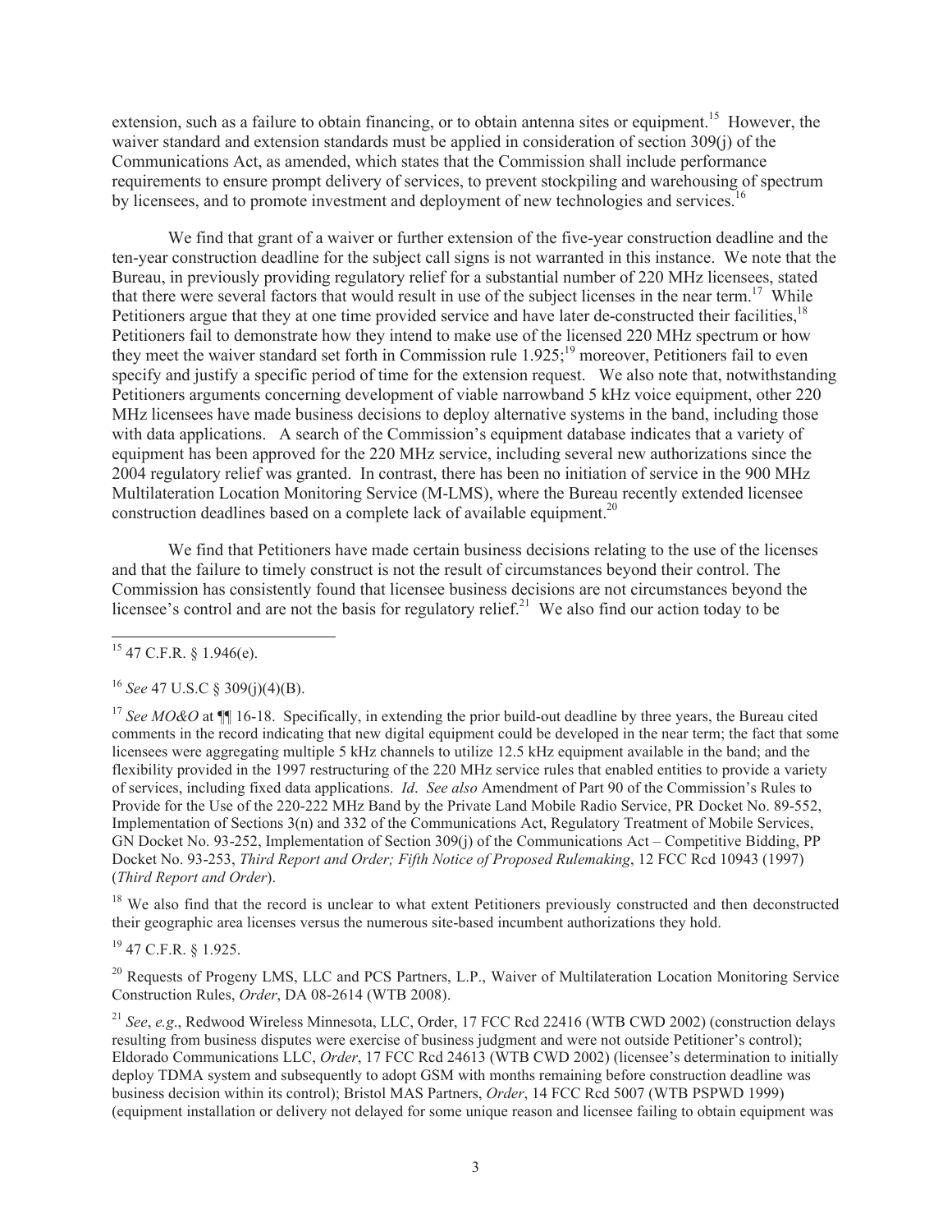extension, such as a failure to obtain financing, or to obtain antenna sites or equipment.[15] However, the waiver standard and extension standards must be applied in consideration of section 309(j) of the Communications Act, as amended, which states that the Commission shall include performance requirements to ensure prompt delivery of services, to prevent stockpiling and warehousing of spectrum by licensees, and to promote investment and deployment of new technologies and services.[16]

We find that grant of a waiver or further extension of the five-year construction deadline and the ten-year construction deadline for the subject call signs is not warranted in this instance. We note that the Bureau, in previously providing regulatory relief for a substantial number of 220 MHz licensees, stated that there were several factors that would result in use of the subject licenses in the near term.[17] While Petitioners argue that they at one time provided service and have later de-constructed their facilities,[18] Petitioners fail to demonstrate how they intend to make use of the licensed 220 MHz spectrum or how they meet the waiver standard set forth in Commission rule 1.925;[19] moreover, Petitioners fail to even specify and justify a specific period of time for the extension request. We also note that, notwithstanding Petitioners arguments concerning development of viable narrowband 5 kHz voice equipment, other 220 MHz licensees have made business decisions to deploy alternative systems in the band, including those with data applications. A search of the Commission's equipment database indicates that a variety of equipment has been approved for the 220 MHz service, including several new authorizations since the 2004 regulatory relief was granted. In contrast, there has been no initiation of service in the 900 MHz Multilateration Location Monitoring Service (M-LMS), where the Bureau recently extended licensee construction deadlines based on a complete lack of available equipment.[20]

We find that Petitioners have made certain business decisions relating to the use of the licenses and that the failure to timely construct is not the result of circumstances beyond their control. The Commission has consistently found that licensee business decisions are not circumstances beyond the licensee's control and are not the basis for regulatory relief.[21] We also find our action today to be

---

[15] 47 C.F.R. § 1.946(e).

[16] *See* 47 U.S.C § 309(j)(4)(B).

[17] *See MO&O* at ¶¶ 16-18. Specifically, in extending the prior build-out deadline by three years, the Bureau cited comments in the record indicating that new digital equipment could be developed in the near term; the fact that some licensees were aggregating multiple 5 kHz channels to utilize 12.5 kHz equipment available in the band; and the flexibility provided in the 1997 restructuring of the 220 MHz service rules that enabled entities to provide a variety of services, including fixed data applications. *Id*. *See also* Amendment of Part 90 of the Commission's Rules to Provide for the Use of the 220-222 MHz Band by the Private Land Mobile Radio Service, PR Docket No. 89-552, Implementation of Sections 3(n) and 332 of the Communications Act, Regulatory Treatment of Mobile Services, GN Docket No. 93-252, Implementation of Section 309(j) of the Communications Act – Competitive Bidding, PP Docket No. 93-253, *Third Report and Order; Fifth Notice of Proposed Rulemaking*, 12 FCC Rcd 10943 (1997) (*Third Report and Order*).

[18] We also find that the record is unclear to what extent Petitioners previously constructed and then deconstructed their geographic area licenses versus the numerous site-based incumbent authorizations they hold.

[19] 47 C.F.R. § 1.925.

[20] Requests of Progeny LMS, LLC and PCS Partners, L.P., Waiver of Multilateration Location Monitoring Service Construction Rules, *Order*, DA 08-2614 (WTB 2008).

[21] *See*, *e.g*., Redwood Wireless Minnesota, LLC, Order, 17 FCC Rcd 22416 (WTB CWD 2002) (construction delays resulting from business disputes were exercise of business judgment and were not outside Petitioner's control); Eldorado Communications LLC, *Order*, 17 FCC Rcd 24613 (WTB CWD 2002) (licensee's determination to initially deploy TDMA system and subsequently to adopt GSM with months remaining before construction deadline was business decision within its control); Bristol MAS Partners, *Order*, 14 FCC Rcd 5007 (WTB PSPWD 1999) (equipment installation or delivery not delayed for some unique reason and licensee failing to obtain equipment was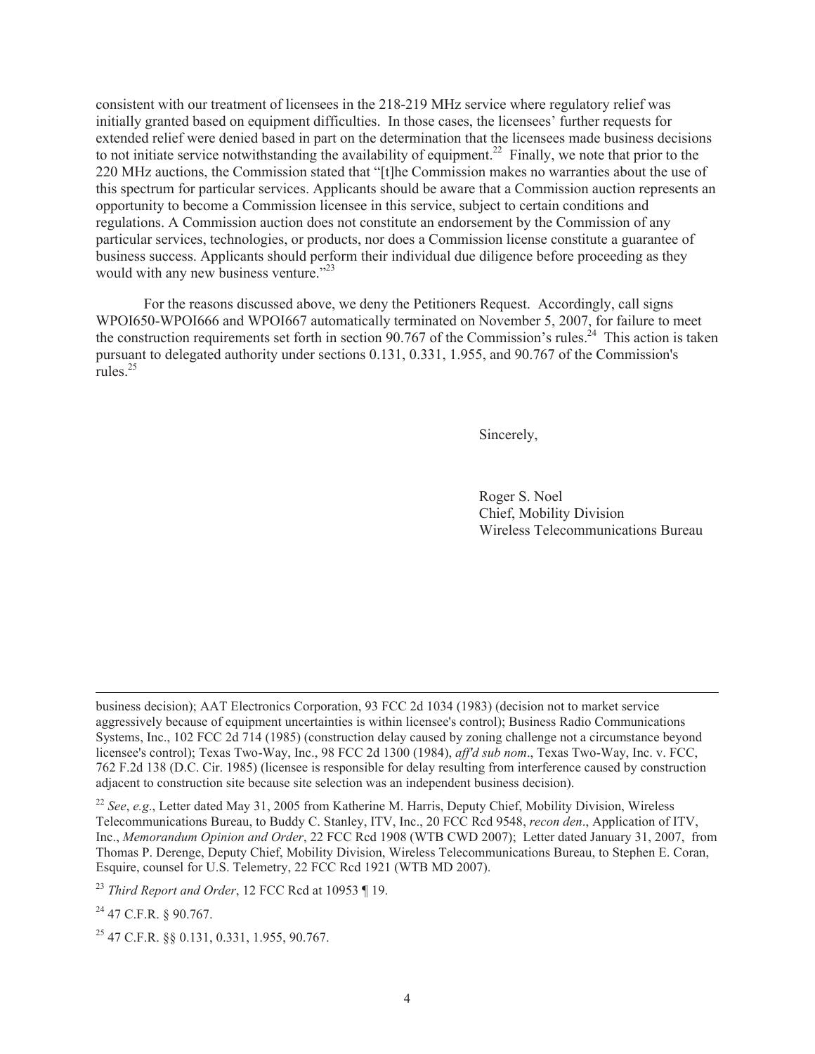consistent with our treatment of licensees in the 218-219 MHz service where regulatory relief was initially granted based on equipment difficulties. In those cases, the licensees' further requests for extended relief were denied based in part on the determination that the licensees made business decisions to not initiate service notwithstanding the availability of equipment.[22] Finally, we note that prior to the 220 MHz auctions, the Commission stated that "[t]he Commission makes no warranties about the use of this spectrum for particular services. Applicants should be aware that a Commission auction represents an opportunity to become a Commission licensee in this service, subject to certain conditions and regulations. A Commission auction does not constitute an endorsement by the Commission of any particular services, technologies, or products, nor does a Commission license constitute a guarantee of business success. Applicants should perform their individual due diligence before proceeding as they would with any new business venture."[23]

For the reasons discussed above, we deny the Petitioners Request. Accordingly, call signs WPOI650-WPOI666 and WPOI667 automatically terminated on November 5, 2007, for failure to meet the construction requirements set forth in section 90.767 of the Commission's rules.[24] This action is taken pursuant to delegated authority under sections 0.131, 0.331, 1.955, and 90.767 of the Commission's rules.[25]

Sincerely,

Roger S. Noel
Chief, Mobility Division
Wireless Telecommunications Bureau

---

business decision); AAT Electronics Corporation, 93 FCC 2d 1034 (1983) (decision not to market service aggressively because of equipment uncertainties is within licensee's control); Business Radio Communications Systems, Inc., 102 FCC 2d 714 (1985) (construction delay caused by zoning challenge not a circumstance beyond licensee's control); Texas Two-Way, Inc., 98 FCC 2d 1300 (1984), *aff'd sub nom*., Texas Two-Way, Inc. v. FCC, 762 F.2d 138 (D.C. Cir. 1985) (licensee is responsible for delay resulting from interference caused by construction adjacent to construction site because site selection was an independent business decision).

[22] *See*, *e.g*., Letter dated May 31, 2005 from Katherine M. Harris, Deputy Chief, Mobility Division, Wireless Telecommunications Bureau, to Buddy C. Stanley, ITV, Inc., 20 FCC Rcd 9548, *recon den*., Application of ITV, Inc., *Memorandum Opinion and Order*, 22 FCC Rcd 1908 (WTB CWD 2007); Letter dated January 31, 2007, from Thomas P. Derenge, Deputy Chief, Mobility Division, Wireless Telecommunications Bureau, to Stephen E. Coran, Esquire, counsel for U.S. Telemetry, 22 FCC Rcd 1921 (WTB MD 2007).

[23] *Third Report and Order*, 12 FCC Rcd at 10953 ¶ 19.

[24] 47 C.F.R. § 90.767.

[25] 47 C.F.R. §§ 0.131, 0.331, 1.955, 90.767.